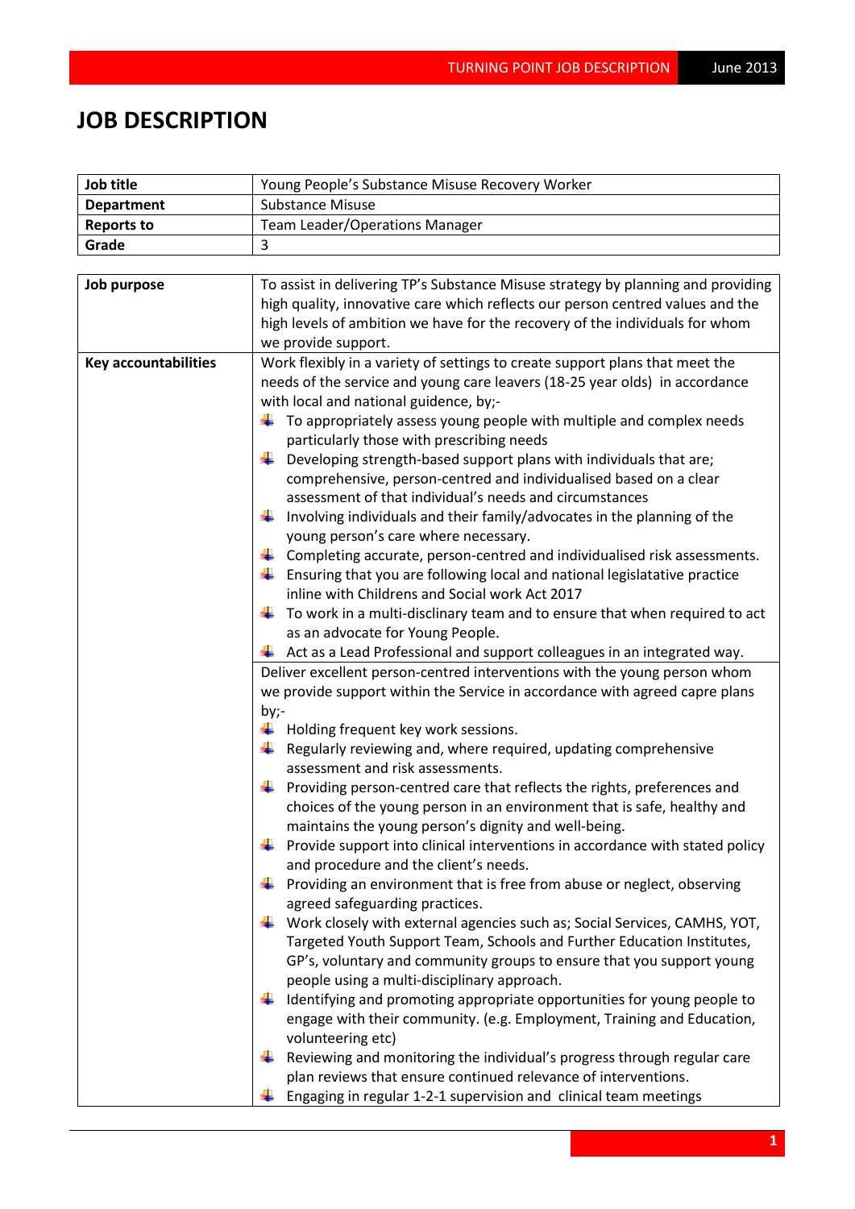# JOB DESCRIPTION

| Job title | Young People's Substance Misuse Recovery Worker |
|---|---|
| **Department** | Substance Misuse |
| **Reports to** | Team Leader/Operations Manager |
| **Grade** | 3 |

| **Job purpose** | To assist in delivering TP's Substance Misuse strategy by planning and providing high quality, innovative care which reflects our person centred values and the high levels of ambition we have for the recovery of the individuals for whom we provide support. |
|---|---|
| **Key accountabilities** | Work flexibly in a variety of settings to create support plans that meet the needs of the service and young care leavers (18-25 year olds) in accordance with local and national guidence, by;-<br>- To appropriately assess young people with multiple and complex needs particularly those with prescribing needs<br>- Developing strength-based support plans with individuals that are; comprehensive, person-centred and individualised based on a clear assessment of that individual's needs and circumstances<br>- Involving individuals and their family/advocates in the planning of the young person's care where necessary.<br>- Completing accurate, person-centred and individualised risk assessments.<br>- Ensuring that you are following local and national legislatative practice inline with Childrens and Social work Act 2017<br>- To work in a multi-disclinary team and to ensure that when required to act as an advocate for Young People.<br>- Act as a Lead Professional and support colleagues in an integrated way. |
| | Deliver excellent person-centred interventions with the young person whom we provide support within the Service in accordance with agreed capre plans by;-<br>- Holding frequent key work sessions.<br>- Regularly reviewing and, where required, updating comprehensive assessment and risk assessments.<br>- Providing person-centred care that reflects the rights, preferences and choices of the young person in an environment that is safe, healthy and maintains the young person's dignity and well-being.<br>- Provide support into clinical interventions in accordance with stated policy and procedure and the client's needs.<br>- Providing an environment that is free from abuse or neglect, observing agreed safeguarding practices.<br>- Work closely with external agencies such as; Social Services, CAMHS, YOT, Targeted Youth Support Team, Schools and Further Education Institutes, GP's, voluntary and community groups to ensure that you support young people using a multi-disciplinary approach.<br>- Identifying and promoting appropriate opportunities for young people to engage with their community. (e.g. Employment, Training and Education, volunteering etc)<br>- Reviewing and monitoring the individual's progress through regular care plan reviews that ensure continued relevance of interventions.<br>- Engaging in regular 1-2-1 supervision and clinical team meetings |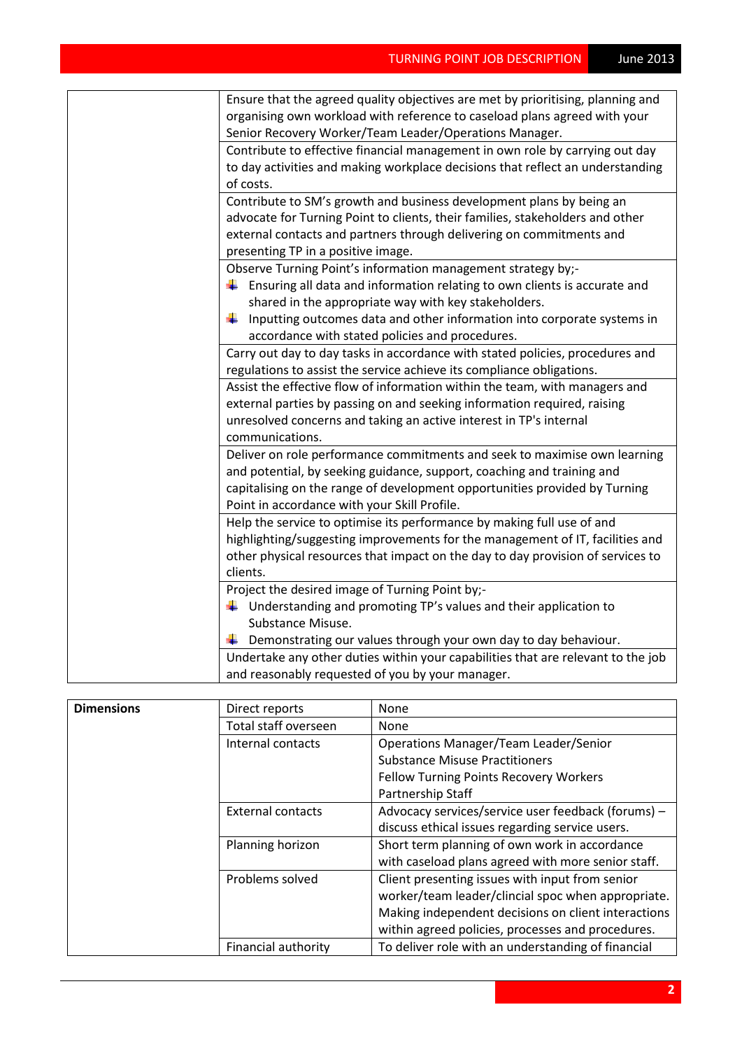| | |
|---|---|
| | Ensure that the agreed quality objectives are met by prioritising, planning and organising own workload with reference to caseload plans agreed with your Senior Recovery Worker/Team Leader/Operations Manager. |
| | Contribute to effective financial management in own role by carrying out day to day activities and making workplace decisions that reflect an understanding of costs. |
| | Contribute to SM's growth and business development plans by being an advocate for Turning Point to clients, their families, stakeholders and other external contacts and partners through delivering on commitments and presenting TP in a positive image. |
| | Observe Turning Point's information management strategy by;- <br>• Ensuring all data and information relating to own clients is accurate and shared in the appropriate way with key stakeholders. <br>• Inputting outcomes data and other information into corporate systems in accordance with stated policies and procedures. |
| | Carry out day to day tasks in accordance with stated policies, procedures and regulations to assist the service achieve its compliance obligations. |
| | Assist the effective flow of information within the team, with managers and external parties by passing on and seeking information required, raising unresolved concerns and taking an active interest in TP's internal communications. |
| | Deliver on role performance commitments and seek to maximise own learning and potential, by seeking guidance, support, coaching and training and capitalising on the range of development opportunities provided by Turning Point in accordance with your Skill Profile. |
| | Help the service to optimise its performance by making full use of and highlighting/suggesting improvements for the management of IT, facilities and other physical resources that impact on the day to day provision of services to clients. |
| | Project the desired image of Turning Point by;- <br>• Understanding and promoting TP's values and their application to Substance Misuse. <br>• Demonstrating our values through your own day to day behaviour. |
| | Undertake any other duties within your capabilities that are relevant to the job and reasonably requested of you by your manager. |

| **Dimensions** | Direct reports | None |
|---|---|---|
| | Total staff overseen | None |
| | Internal contacts | Operations Manager/Team Leader/Senior Substance Misuse Practitioners <br>Fellow Turning Points Recovery Workers <br>Partnership Staff |
| | External contacts | Advocacy services/service user feedback (forums) – discuss ethical issues regarding service users. |
| | Planning horizon | Short term planning of own work in accordance with caseload plans agreed with more senior staff. |
| | Problems solved | Client presenting issues with input from senior worker/team leader/clincial spoc when appropriate. Making independent decisions on client interactions within agreed policies, processes and procedures. |
| | Financial authority | To deliver role with an understanding of financial |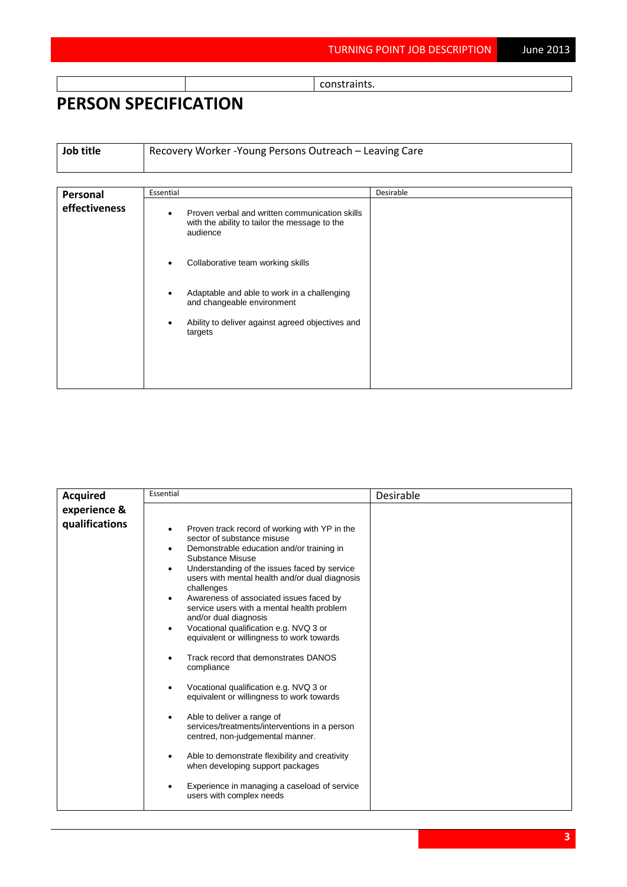| | | constraints. |
|---|---|---|

# PERSON SPECIFICATION

| Job title | Recovery Worker -Young Persons Outreach – Leaving Care |
|---|---|

| Personal effectiveness | Essential | Desirable |
|---|---|---|
| | • Proven verbal and written communication skills with the ability to tailor the message to the audience<br>• Collaborative team working skills<br>• Adaptable and able to work in a challenging and changeable environment<br>• Ability to deliver against agreed objectives and targets | |

| Acquired experience & qualifications | Essential | Desirable |
|---|---|---|
| | • Proven track record of working with YP in the sector of substance misuse<br>• Demonstrable education and/or training in Substance Misuse<br>• Understanding of the issues faced by service users with mental health and/or dual diagnosis challenges<br>• Awareness of associated issues faced by service users with a mental health problem and/or dual diagnosis<br>• Vocational qualification e.g. NVQ 3 or equivalent or willingness to work towards<br>• Track record that demonstrates DANOS compliance<br>• Vocational qualification e.g. NVQ 3 or equivalent or willingness to work towards<br>• Able to deliver a range of services/treatments/interventions in a person centred, non-judgemental manner.<br>• Able to demonstrate flexibility and creativity when developing support packages<br>• Experience in managing a caseload of service users with complex needs | |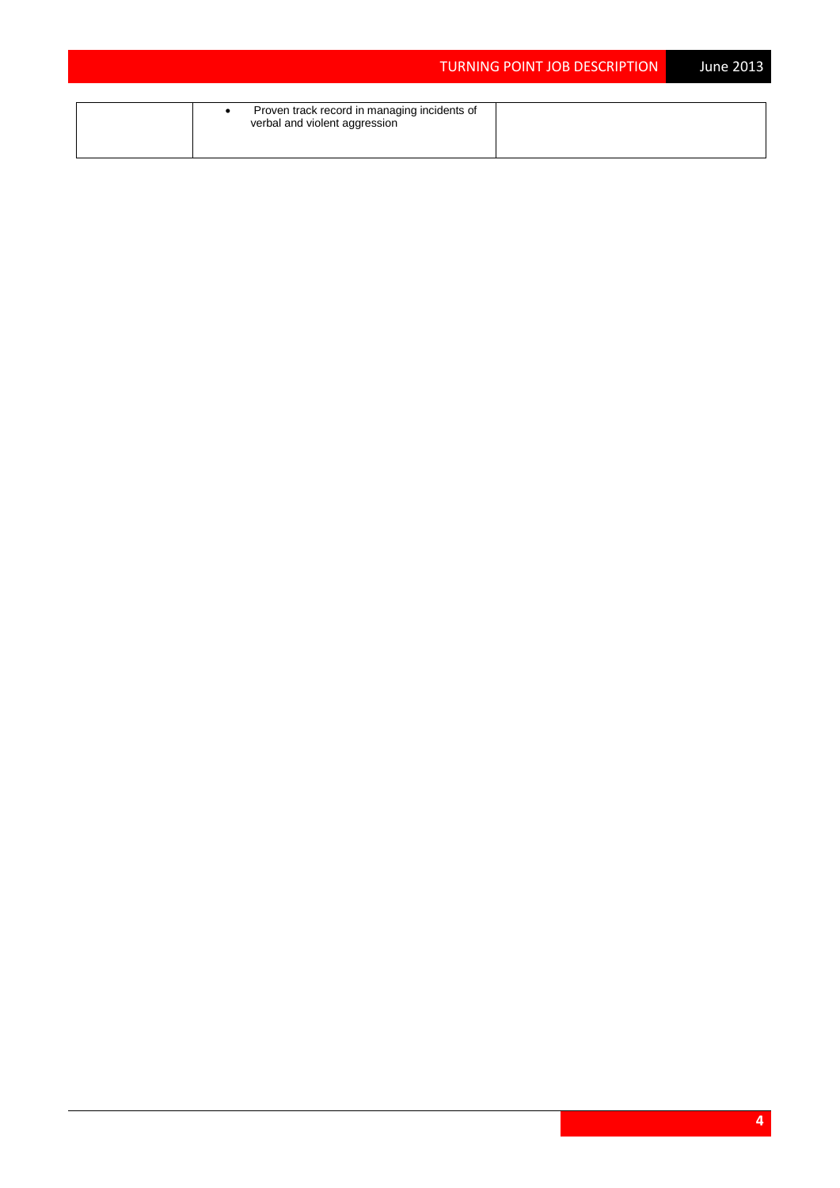| | | |
|---|---|---|
| | • Proven track record in managing incidents of verbal and violent aggression | |